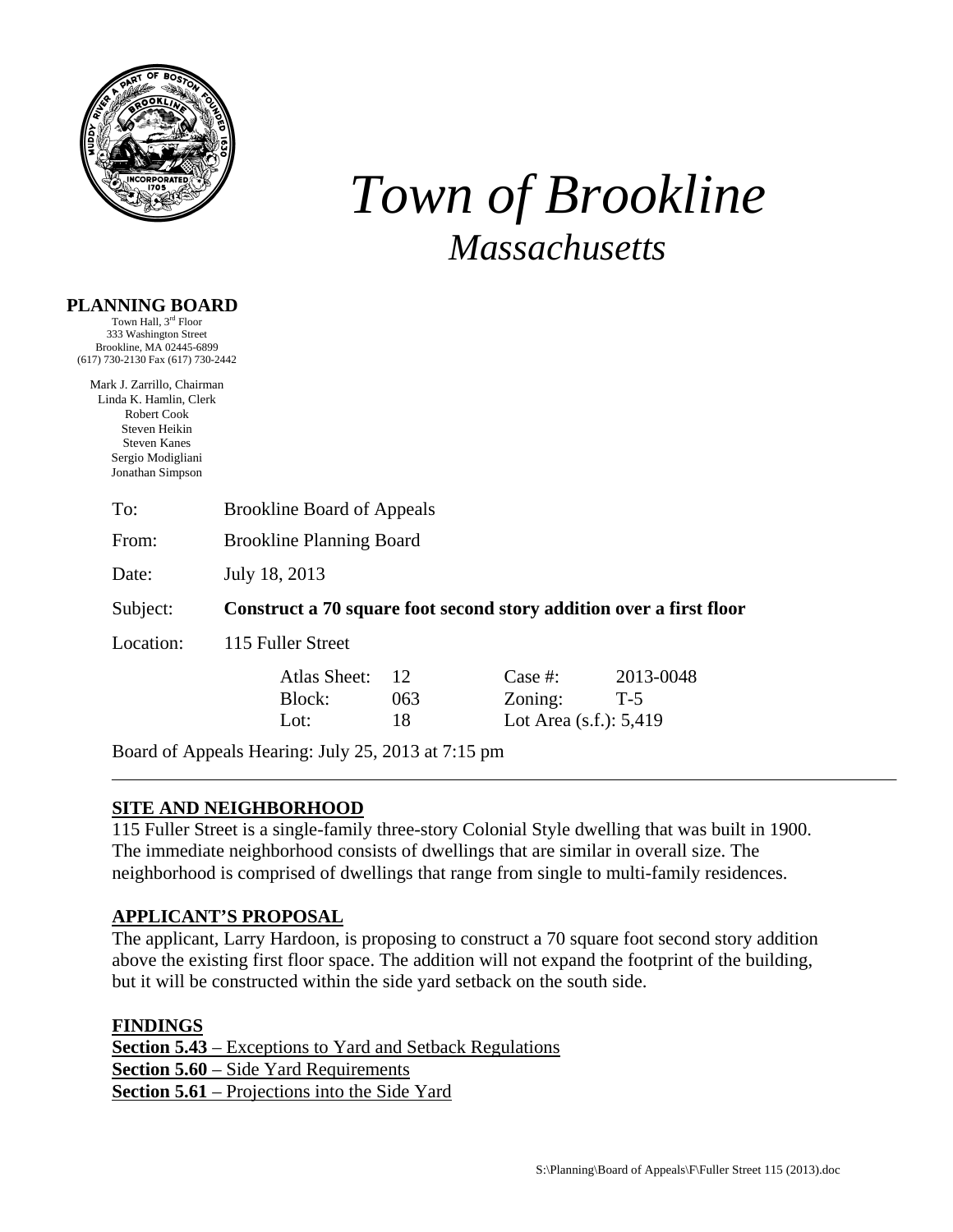# *Town of Brookline*
## *Massachusetts*

**PLANNING BOARD**
Town Hall, 3rd Floor
333 Washington Street
Brookline, MA 02445-6899
(617) 730-2130 Fax (617) 730-2442

Mark J. Zarrillo, Chairman
Linda K. Hamlin, Clerk
Robert Cook
Steven Heikin
Steven Kanes
Sergio Modigliani
Jonathan Simpson

To: Brookline Board of Appeals

From: Brookline Planning Board

Date: July 18, 2013

Subject: **Construct a 70 square foot second story addition over a first floor**

Location: 115 Fuller Street

| Atlas Sheet: | 12 | Case #: | 2013-0048 |
|---|---|---|---|
| Block: | 063 | Zoning: | T-5 |
| Lot: | 18 | Lot Area (s.f.): 5,419 | |

Board of Appeals Hearing: July 25, 2013 at 7:15 pm

---

**SITE AND NEIGHBORHOOD**

115 Fuller Street is a single-family three-story Colonial Style dwelling that was built in 1900. The immediate neighborhood consists of dwellings that are similar in overall size. The neighborhood is comprised of dwellings that range from single to multi-family residences.

**APPLICANT'S PROPOSAL**

The applicant, Larry Hardoon, is proposing to construct a 70 square foot second story addition above the existing first floor space. The addition will not expand the footprint of the building, but it will be constructed within the side yard setback on the south side.

**FINDINGS**

**Section 5.43** – Exceptions to Yard and Setback Regulations
**Section 5.60** – Side Yard Requirements
**Section 5.61** – Projections into the Side Yard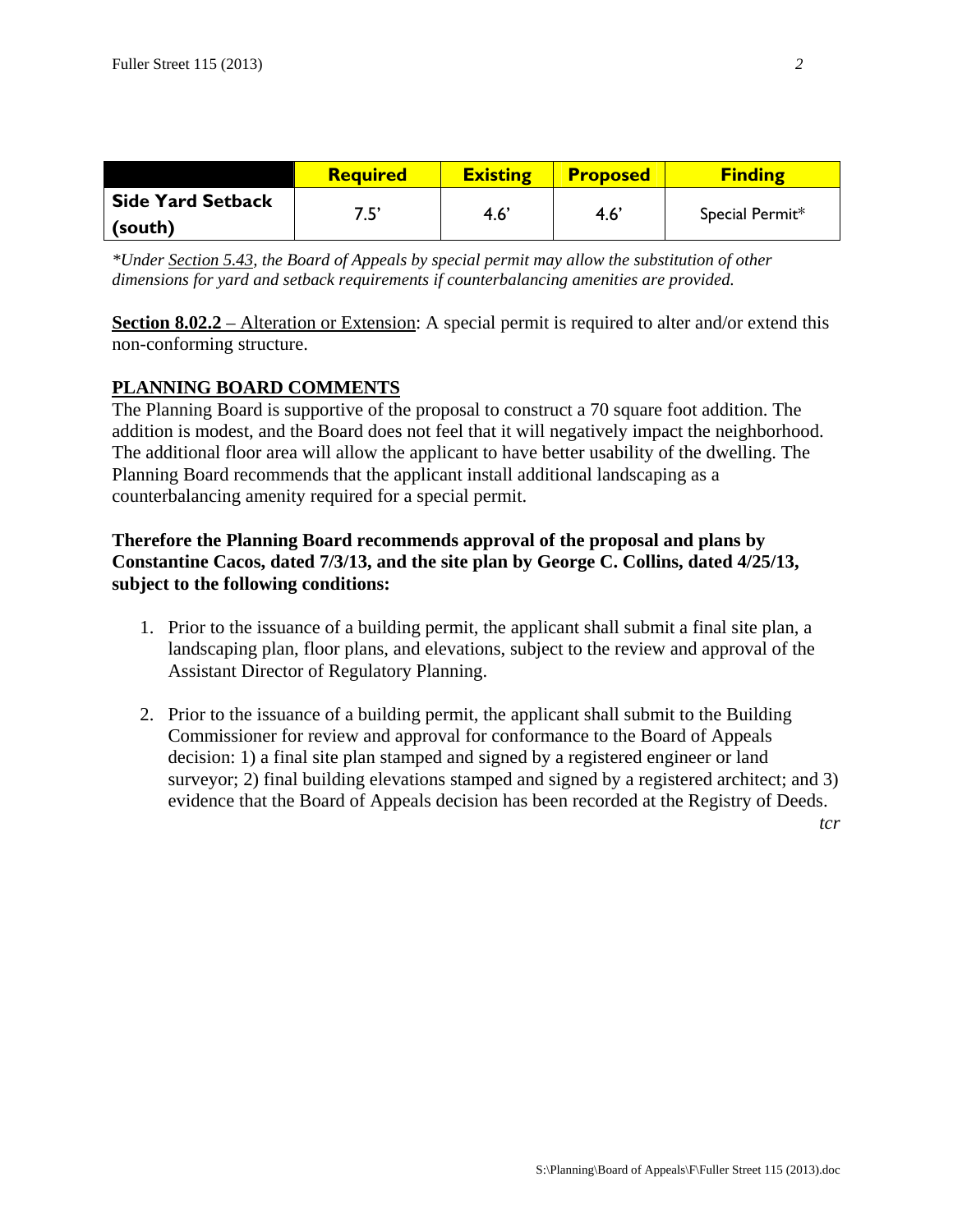| | Required | Existing | Proposed | Finding |
|---|---|---|---|---|
| **Side Yard Setback (south)** | 7.5' | 4.6' | 4.6' | Special Permit* |

**Under Section 5.43, the Board of Appeals by special permit may allow the substitution of other dimensions for yard and setback requirements if counterbalancing amenities are provided.*

**Section 8.02.2** – Alteration or Extension: A special permit is required to alter and/or extend this non-conforming structure.

## PLANNING BOARD COMMENTS

The Planning Board is supportive of the proposal to construct a 70 square foot addition. The addition is modest, and the Board does not feel that it will negatively impact the neighborhood. The additional floor area will allow the applicant to have better usability of the dwelling. The Planning Board recommends that the applicant install additional landscaping as a counterbalancing amenity required for a special permit.

**Therefore the Planning Board recommends approval of the proposal and plans by Constantine Cacos, dated 7/3/13, and the site plan by George C. Collins, dated 4/25/13, subject to the following conditions:**

1. Prior to the issuance of a building permit, the applicant shall submit a final site plan, a landscaping plan, floor plans, and elevations, subject to the review and approval of the Assistant Director of Regulatory Planning.

2. Prior to the issuance of a building permit, the applicant shall submit to the Building Commissioner for review and approval for conformance to the Board of Appeals decision: 1) a final site plan stamped and signed by a registered engineer or land surveyor; 2) final building elevations stamped and signed by a registered architect; and 3) evidence that the Board of Appeals decision has been recorded at the Registry of Deeds.

*tcr*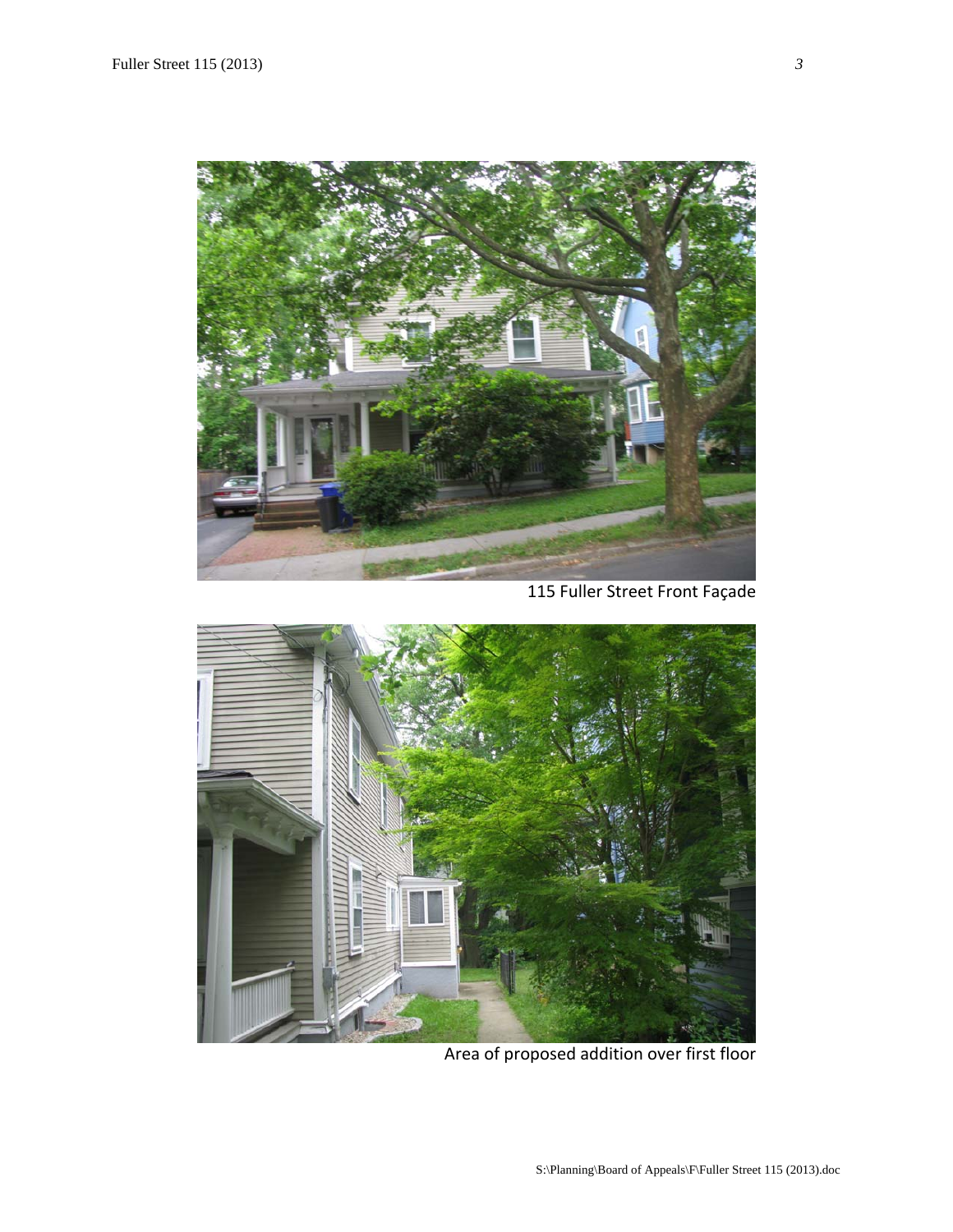115 Fuller Street Front Façade

Area of proposed addition over first floor